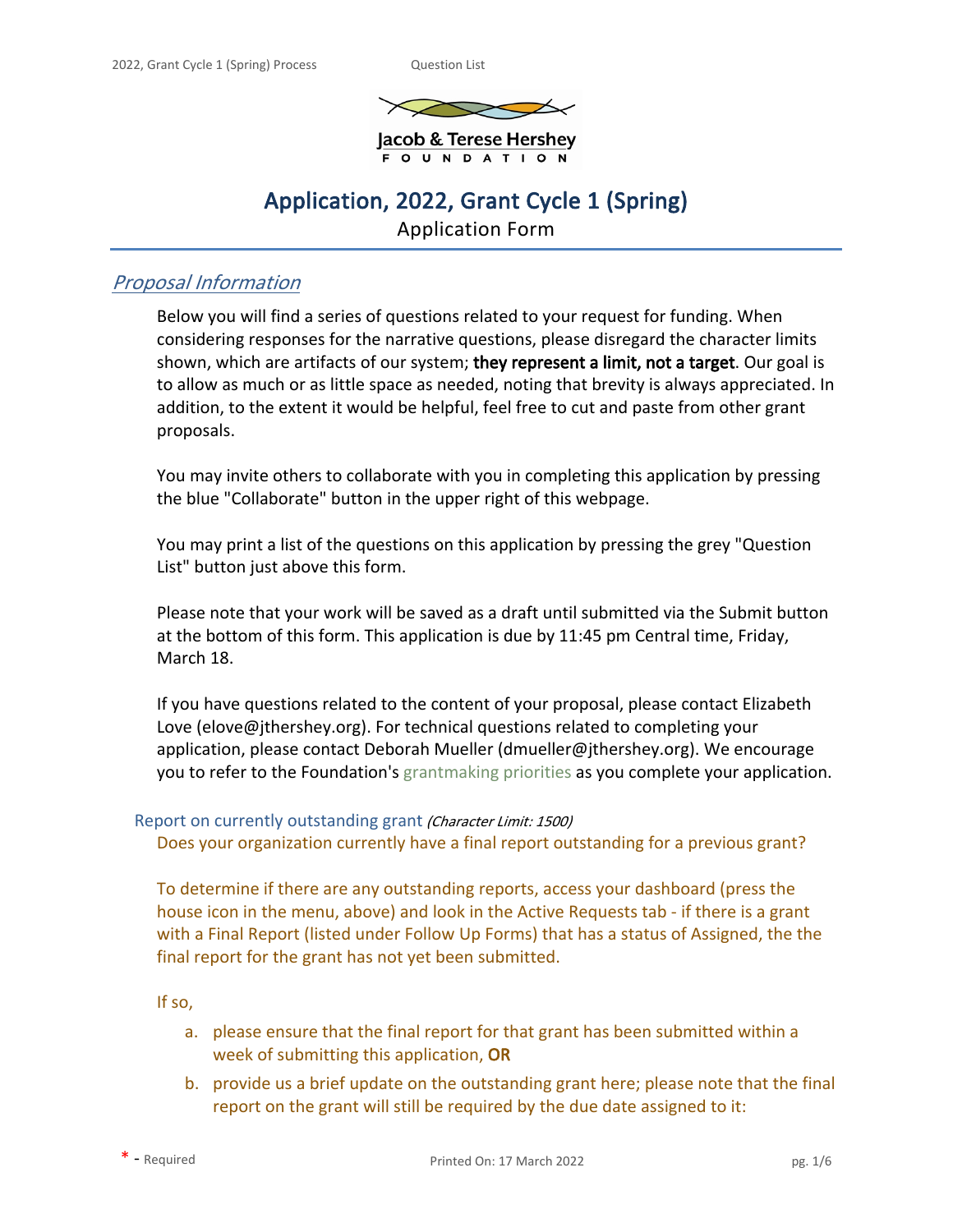Jacob & Terese Hershey
FOUNDATION

# Application, 2022, Grant Cycle 1 (Spring)

Application Form

## *Proposal Information*

Below you will find a series of questions related to your request for funding. When considering responses for the narrative questions, please disregard the character limits shown, which are artifacts of our system; **they represent a limit, not a target**. Our goal is to allow as much or as little space as needed, noting that brevity is always appreciated. In addition, to the extent it would be helpful, feel free to cut and paste from other grant proposals.

You may invite others to collaborate with you in completing this application by pressing the blue "Collaborate" button in the upper right of this webpage.

You may print a list of the questions on this application by pressing the grey "Question List" button just above this form.

Please note that your work will be saved as a draft until submitted via the Submit button at the bottom of this form. This application is due by 11:45 pm Central time, Friday, March 18.

If you have questions related to the content of your proposal, please contact Elizabeth Love (elove@jthershey.org). For technical questions related to completing your application, please contact Deborah Mueller (dmueller@jthershey.org). We encourage you to refer to the Foundation's grantmaking priorities as you complete your application.

### Report on currently outstanding grant *(Character Limit: 1500)*

Does your organization currently have a final report outstanding for a previous grant?

To determine if there are any outstanding reports, access your dashboard (press the house icon in the menu, above) and look in the Active Requests tab - if there is a grant with a Final Report (listed under Follow Up Forms) that has a status of Assigned, the the final report for the grant has not yet been submitted.

If so,

a. please ensure that the final report for that grant has been submitted within a week of submitting this application, **OR**
b. provide us a brief update on the outstanding grant here; please note that the final report on the grant will still be required by the due date assigned to it: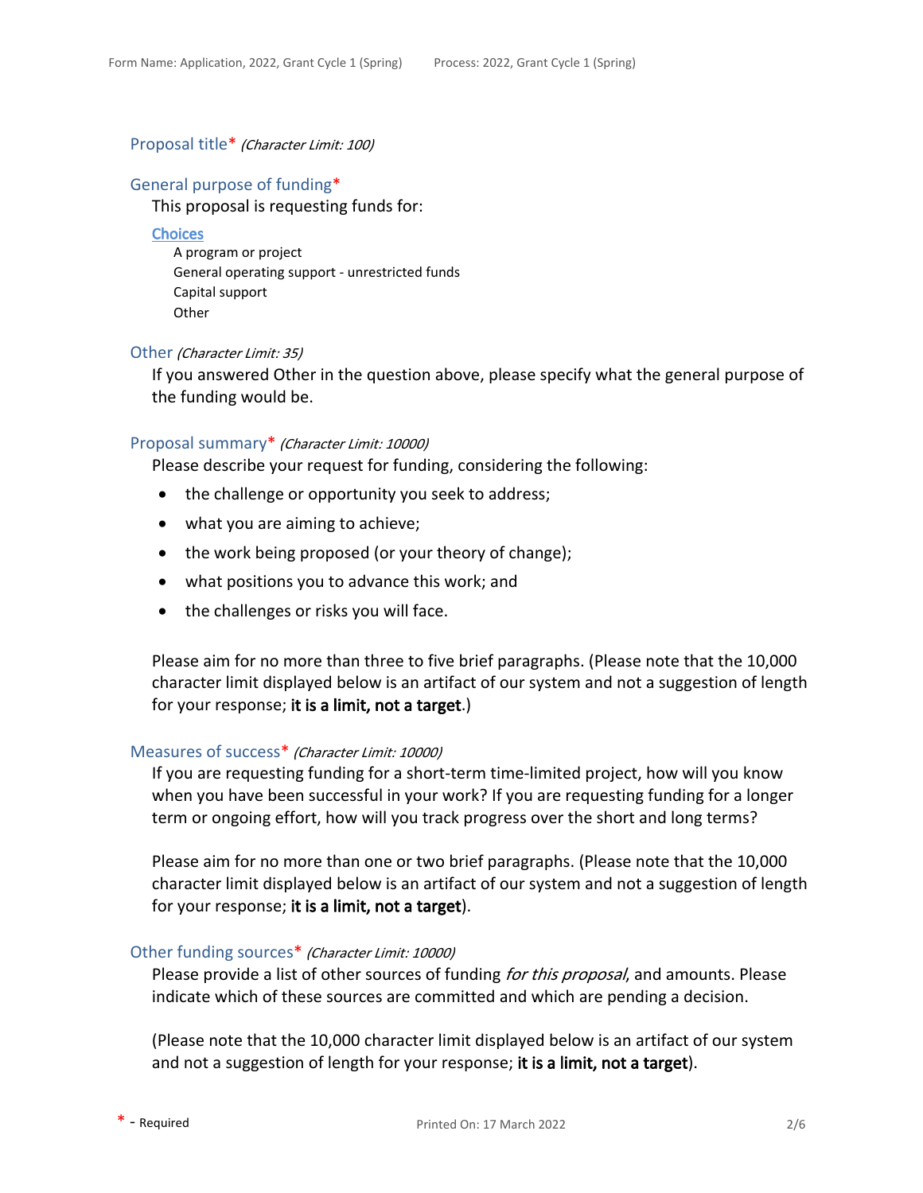## Proposal title* *(Character Limit: 100)*

## General purpose of funding*

This proposal is requesting funds for:

**Choices**

- A program or project
- General operating support - unrestricted funds
- Capital support
- Other

## Other *(Character Limit: 35)*

If you answered Other in the question above, please specify what the general purpose of the funding would be.

## Proposal summary* *(Character Limit: 10000)*

Please describe your request for funding, considering the following:

- the challenge or opportunity you seek to address;
- what you are aiming to achieve;
- the work being proposed (or your theory of change);
- what positions you to advance this work; and
- the challenges or risks you will face.

Please aim for no more than three to five brief paragraphs. (Please note that the 10,000 character limit displayed below is an artifact of our system and not a suggestion of length for your response; **it is a limit, not a target**.)

## Measures of success* *(Character Limit: 10000)*

If you are requesting funding for a short-term time-limited project, how will you know when you have been successful in your work? If you are requesting funding for a longer term or ongoing effort, how will you track progress over the short and long terms?

Please aim for no more than one or two brief paragraphs. (Please note that the 10,000 character limit displayed below is an artifact of our system and not a suggestion of length for your response; **it is a limit, not a target**).

## Other funding sources* *(Character Limit: 10000)*

Please provide a list of other sources of funding *for this proposal*, and amounts. Please indicate which of these sources are committed and which are pending a decision.

(Please note that the 10,000 character limit displayed below is an artifact of our system and not a suggestion of length for your response; **it is a limit, not a target**).

\* - Required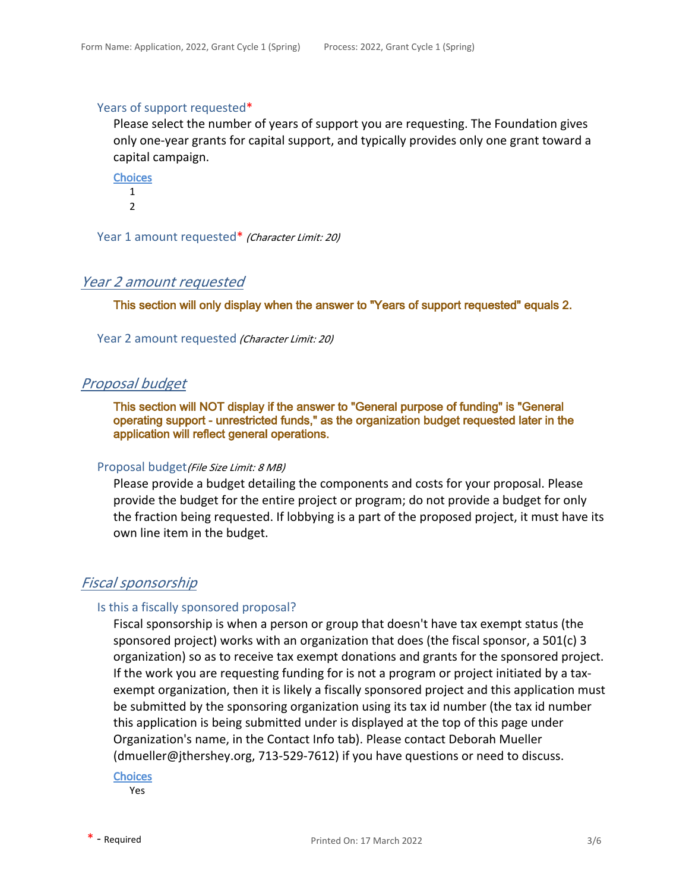Years of support requested*

Please select the number of years of support you are requesting. The Foundation gives only one-year grants for capital support, and typically provides only one grant toward a capital campaign.

**Choices**

1
2

Year 1 amount requested* *(Character Limit: 20)*

## *Year 2 amount requested*

**This section will only display when the answer to "Years of support requested" equals 2.**

Year 2 amount requested *(Character Limit: 20)*

## *Proposal budget*

**This section will NOT display if the answer to "General purpose of funding" is "General operating support - unrestricted funds," as the organization budget requested later in the application will reflect general operations.**

Proposal budget *(File Size Limit: 8 MB)*

Please provide a budget detailing the components and costs for your proposal. Please provide the budget for the entire project or program; do not provide a budget for only the fraction being requested. If lobbying is a part of the proposed project, it must have its own line item in the budget.

## *Fiscal sponsorship*

Is this a fiscally sponsored proposal?

Fiscal sponsorship is when a person or group that doesn't have tax exempt status (the sponsored project) works with an organization that does (the fiscal sponsor, a 501(c) 3 organization) so as to receive tax exempt donations and grants for the sponsored project. If the work you are requesting funding for is not a program or project initiated by a tax-exempt organization, then it is likely a fiscally sponsored project and this application must be submitted by the sponsoring organization using its tax id number (the tax id number this application is being submitted under is displayed at the top of this page under Organization's name, in the Contact Info tab). Please contact Deborah Mueller (dmueller@jthershey.org, 713-529-7612) if you have questions or need to discuss.

**Choices**

Yes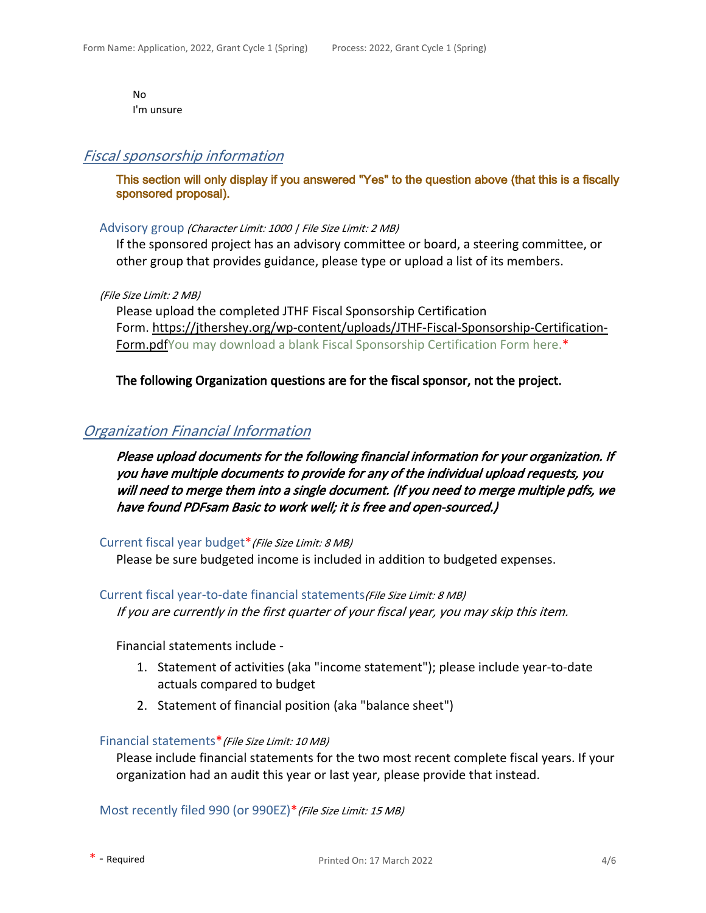No
I'm unsure

## *Fiscal sponsorship information*

**This section will only display if you answered "Yes" to the question above (that this is a fiscally sponsored proposal).**

### Advisory group *(Character Limit: 1000 | File Size Limit: 2 MB)*

If the sponsored project has an advisory committee or board, a steering committee, or other group that provides guidance, please type or upload a list of its members.

*(File Size Limit: 2 MB)*

Please upload the completed JTHF Fiscal Sponsorship Certification Form. https://jthershey.org/wp-content/uploads/JTHF-Fiscal-Sponsorship-Certification-Form.pdfYou may download a blank Fiscal Sponsorship Certification Form here.*

**The following Organization questions are for the fiscal sponsor, not the project.**

## *Organization Financial Information*

***Please upload documents for the following financial information for your organization. If you have multiple documents to provide for any of the individual upload requests, you will need to merge them into a single document. (If you need to merge multiple pdfs, we have found PDFsam Basic to work well; it is free and open-sourced.)***

### Current fiscal year budget* *(File Size Limit: 8 MB)*

Please be sure budgeted income is included in addition to budgeted expenses.

### Current fiscal year-to-date financial statements *(File Size Limit: 8 MB)*

*If you are currently in the first quarter of your fiscal year, you may skip this item.*

Financial statements include -

1. Statement of activities (aka "income statement"); please include year-to-date actuals compared to budget
2. Statement of financial position (aka "balance sheet")

### Financial statements* *(File Size Limit: 10 MB)*

Please include financial statements for the two most recent complete fiscal years. If your organization had an audit this year or last year, please provide that instead.

### Most recently filed 990 (or 990EZ)* *(File Size Limit: 15 MB)*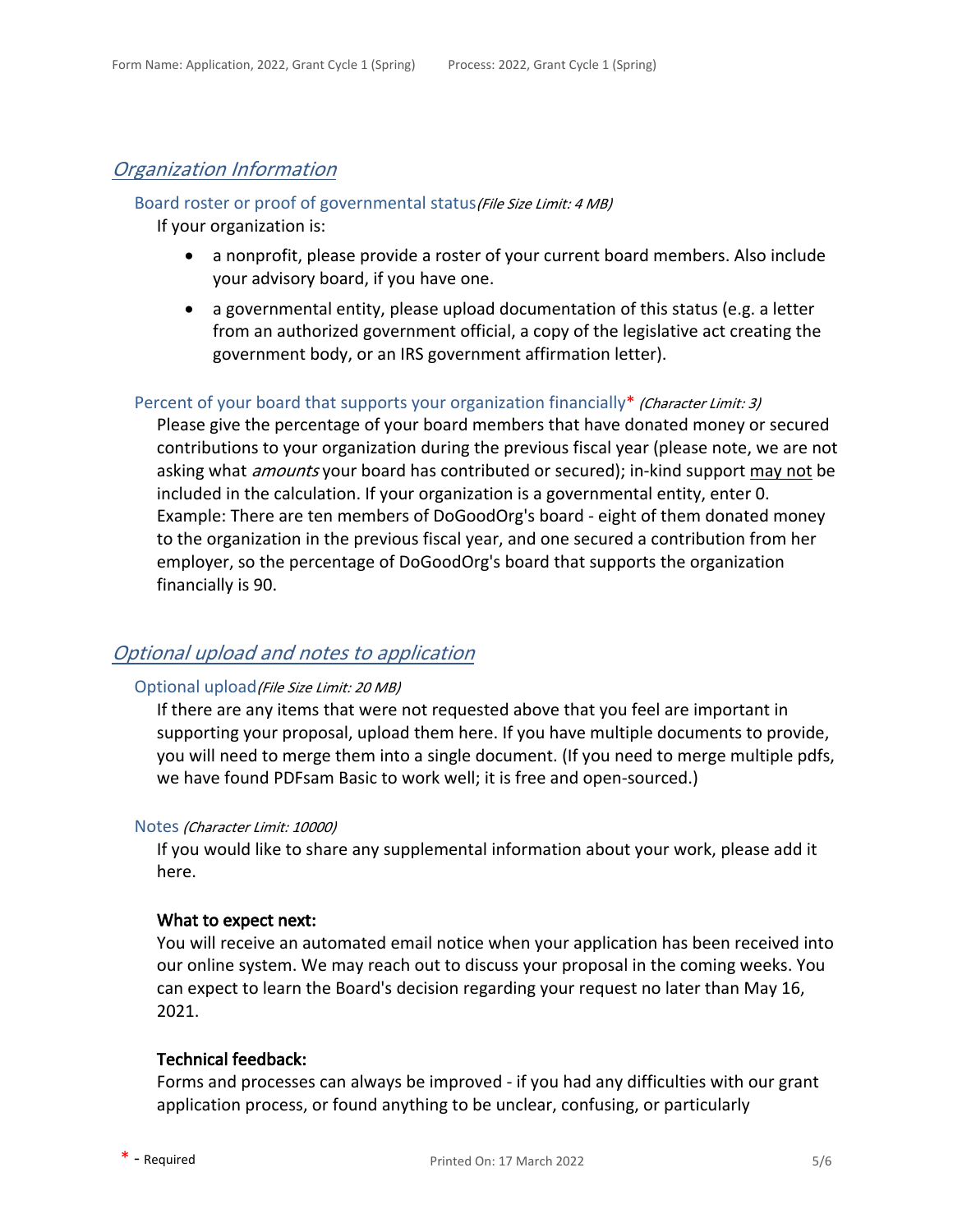## *Organization Information*

### Board roster or proof of governmental status *(File Size Limit: 4 MB)*

If your organization is:

- a nonprofit, please provide a roster of your current board members. Also include your advisory board, if you have one.
- a governmental entity, please upload documentation of this status (e.g. a letter from an authorized government official, a copy of the legislative act creating the government body, or an IRS government affirmation letter).

### Percent of your board that supports your organization financially* *(Character Limit: 3)*

Please give the percentage of your board members that have donated money or secured contributions to your organization during the previous fiscal year (please note, we are not asking what *amounts* your board has contributed or secured); in-kind support may not be included in the calculation. If your organization is a governmental entity, enter 0. Example: There are ten members of DoGoodOrg's board - eight of them donated money to the organization in the previous fiscal year, and one secured a contribution from her employer, so the percentage of DoGoodOrg's board that supports the organization financially is 90.

## *Optional upload and notes to application*

### Optional upload *(File Size Limit: 20 MB)*

If there are any items that were not requested above that you feel are important in supporting your proposal, upload them here. If you have multiple documents to provide, you will need to merge them into a single document. (If you need to merge multiple pdfs, we have found PDFsam Basic to work well; it is free and open-sourced.)

### Notes *(Character Limit: 10000)*

If you would like to share any supplemental information about your work, please add it here.

**What to expect next:**
You will receive an automated email notice when your application has been received into our online system. We may reach out to discuss your proposal in the coming weeks. You can expect to learn the Board's decision regarding your request no later than May 16, 2021.

**Technical feedback:**
Forms and processes can always be improved - if you had any difficulties with our grant application process, or found anything to be unclear, confusing, or particularly

\* - Required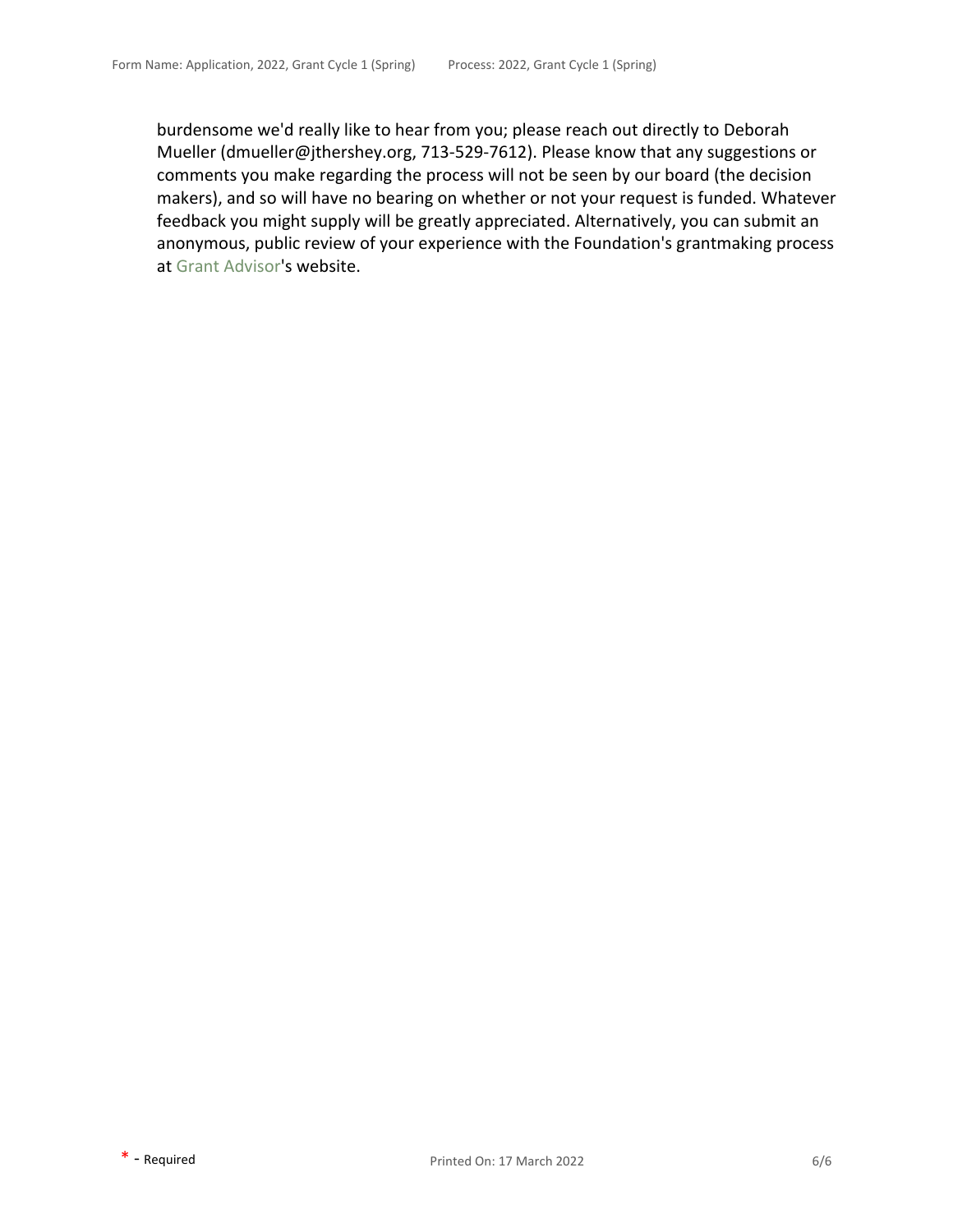burdensome we'd really like to hear from you; please reach out directly to Deborah Mueller (dmueller@jthershey.org, 713-529-7612). Please know that any suggestions or comments you make regarding the process will not be seen by our board (the decision makers), and so will have no bearing on whether or not your request is funded. Whatever feedback you might supply will be greatly appreciated. Alternatively, you can submit an anonymous, public review of your experience with the Foundation's grantmaking process at Grant Advisor's website.